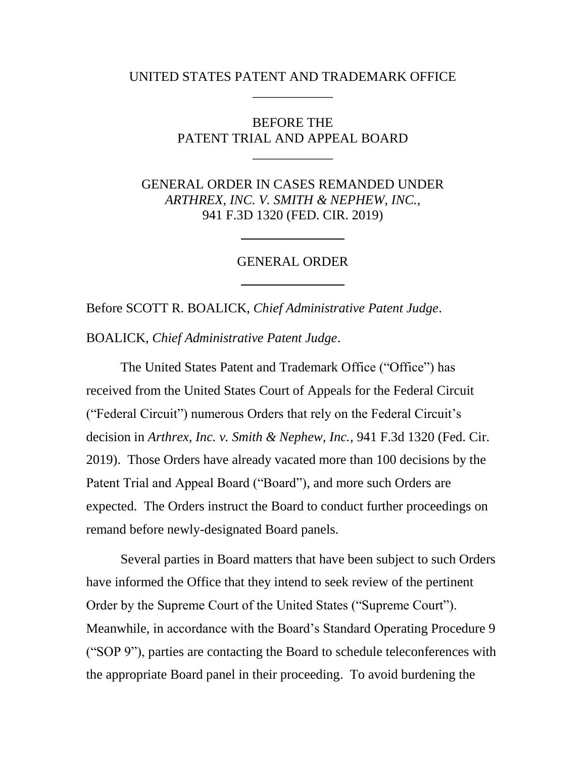UNITED STATES PATENT AND TRADEMARK OFFICE

---

BEFORE THE
PATENT TRIAL AND APPEAL BOARD

---

GENERAL ORDER IN CASES REMANDED UNDER
*ARTHREX, INC. V. SMITH & NEPHEW, INC.*,
941 F.3D 1320 (FED. CIR. 2019)

---

GENERAL ORDER

---

Before SCOTT R. BOALICK, *Chief Administrative Patent Judge*.

BOALICK, *Chief Administrative Patent Judge*.

The United States Patent and Trademark Office ("Office") has received from the United States Court of Appeals for the Federal Circuit ("Federal Circuit") numerous Orders that rely on the Federal Circuit's decision in *Arthrex, Inc. v. Smith & Nephew, Inc.*, 941 F.3d 1320 (Fed. Cir. 2019). Those Orders have already vacated more than 100 decisions by the Patent Trial and Appeal Board ("Board"), and more such Orders are expected. The Orders instruct the Board to conduct further proceedings on remand before newly-designated Board panels.

Several parties in Board matters that have been subject to such Orders have informed the Office that they intend to seek review of the pertinent Order by the Supreme Court of the United States ("Supreme Court"). Meanwhile, in accordance with the Board's Standard Operating Procedure 9 ("SOP 9"), parties are contacting the Board to schedule teleconferences with the appropriate Board panel in their proceeding. To avoid burdening the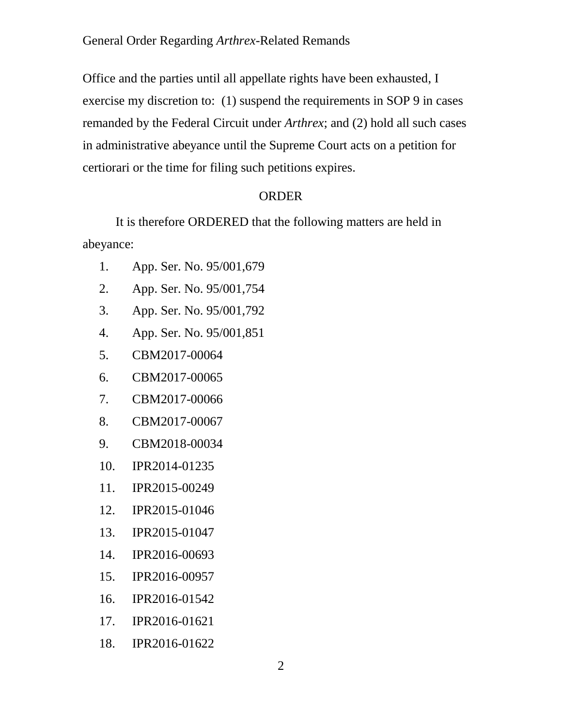Office and the parties until all appellate rights have been exhausted, I exercise my discretion to: (1) suspend the requirements in SOP 9 in cases remanded by the Federal Circuit under *Arthrex*; and (2) hold all such cases in administrative abeyance until the Supreme Court acts on a petition for certiorari or the time for filing such petitions expires.

ORDER

It is therefore ORDERED that the following matters are held in abeyance:

1. App. Ser. No. 95/001,679
2. App. Ser. No. 95/001,754
3. App. Ser. No. 95/001,792
4. App. Ser. No. 95/001,851
5. CBM2017-00064
6. CBM2017-00065
7. CBM2017-00066
8. CBM2017-00067
9. CBM2018-00034
10. IPR2014-01235
11. IPR2015-00249
12. IPR2015-01046
13. IPR2015-01047
14. IPR2016-00693
15. IPR2016-00957
16. IPR2016-01542
17. IPR2016-01621
18. IPR2016-01622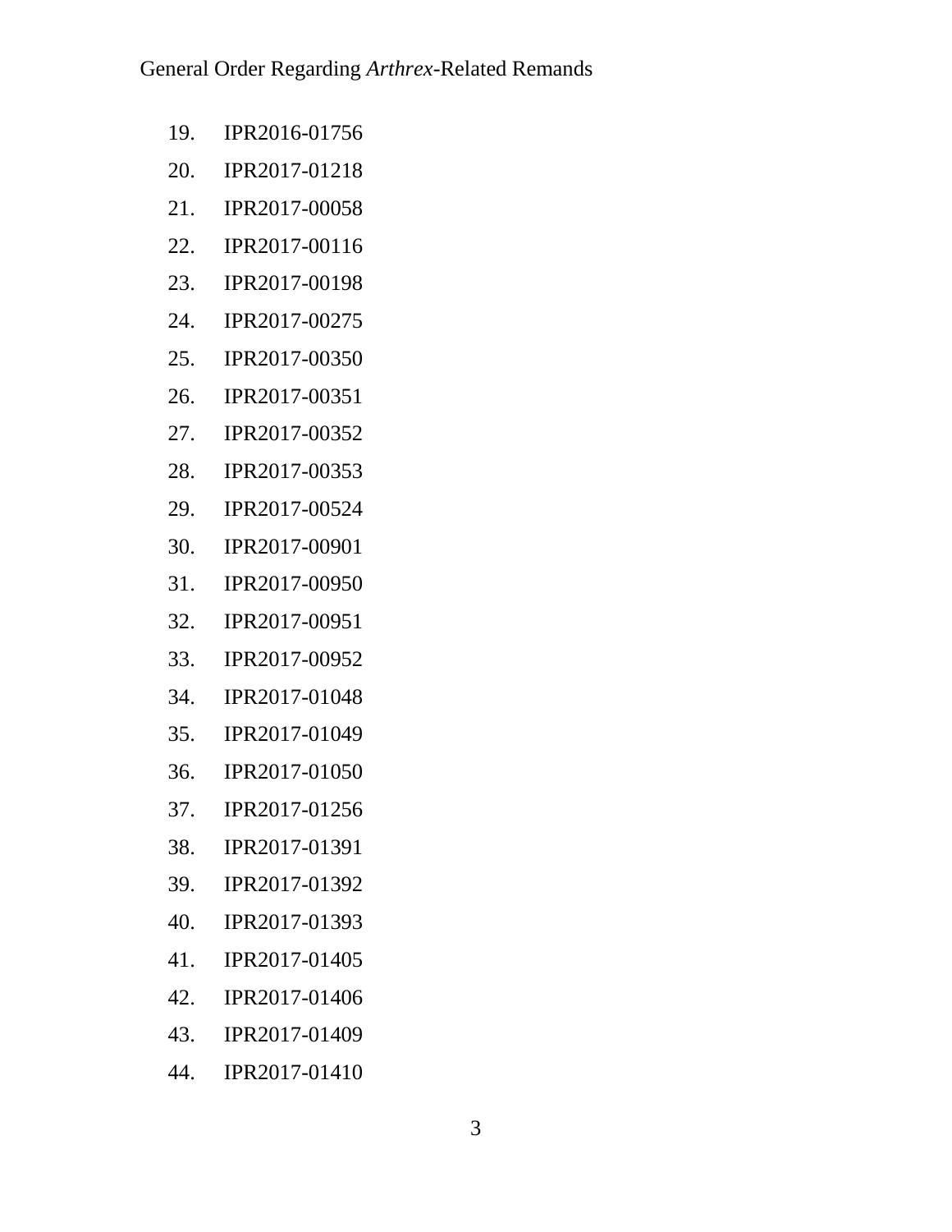19. IPR2016-01756
20. IPR2017-01218
21. IPR2017-00058
22. IPR2017-00116
23. IPR2017-00198
24. IPR2017-00275
25. IPR2017-00350
26. IPR2017-00351
27. IPR2017-00352
28. IPR2017-00353
29. IPR2017-00524
30. IPR2017-00901
31. IPR2017-00950
32. IPR2017-00951
33. IPR2017-00952
34. IPR2017-01048
35. IPR2017-01049
36. IPR2017-01050
37. IPR2017-01256
38. IPR2017-01391
39. IPR2017-01392
40. IPR2017-01393
41. IPR2017-01405
42. IPR2017-01406
43. IPR2017-01409
44. IPR2017-01410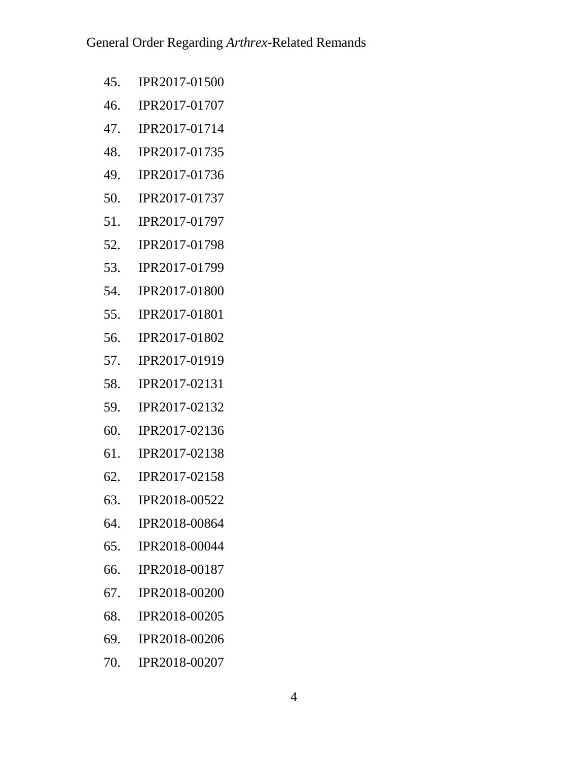45. IPR2017-01500
46. IPR2017-01707
47. IPR2017-01714
48. IPR2017-01735
49. IPR2017-01736
50. IPR2017-01737
51. IPR2017-01797
52. IPR2017-01798
53. IPR2017-01799
54. IPR2017-01800
55. IPR2017-01801
56. IPR2017-01802
57. IPR2017-01919
58. IPR2017-02131
59. IPR2017-02132
60. IPR2017-02136
61. IPR2017-02138
62. IPR2017-02158
63. IPR2018-00522
64. IPR2018-00864
65. IPR2018-00044
66. IPR2018-00187
67. IPR2018-00200
68. IPR2018-00205
69. IPR2018-00206
70. IPR2018-00207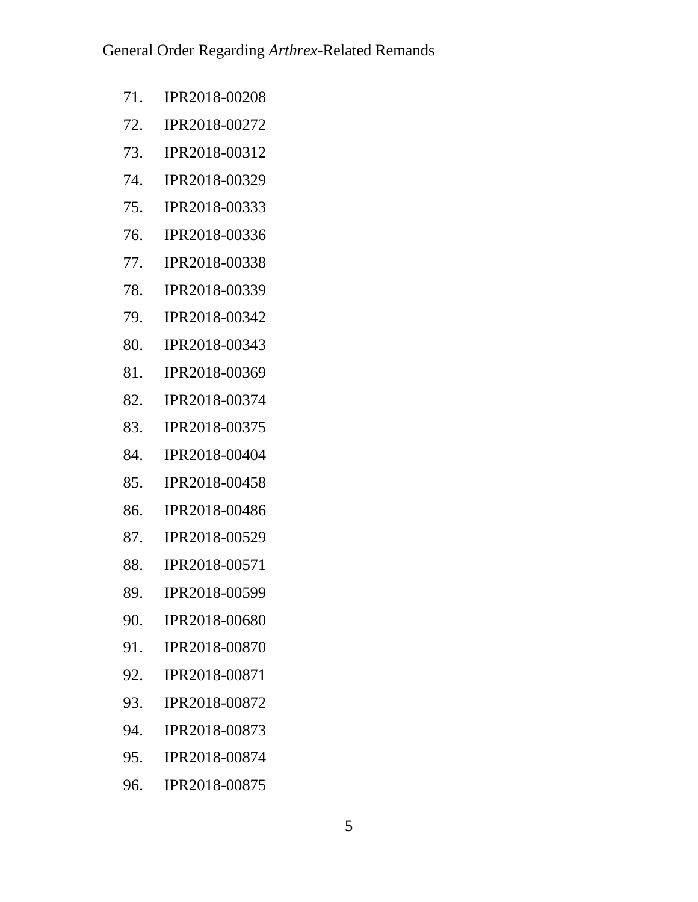71. IPR2018-00208
72. IPR2018-00272
73. IPR2018-00312
74. IPR2018-00329
75. IPR2018-00333
76. IPR2018-00336
77. IPR2018-00338
78. IPR2018-00339
79. IPR2018-00342
80. IPR2018-00343
81. IPR2018-00369
82. IPR2018-00374
83. IPR2018-00375
84. IPR2018-00404
85. IPR2018-00458
86. IPR2018-00486
87. IPR2018-00529
88. IPR2018-00571
89. IPR2018-00599
90. IPR2018-00680
91. IPR2018-00870
92. IPR2018-00871
93. IPR2018-00872
94. IPR2018-00873
95. IPR2018-00874
96. IPR2018-00875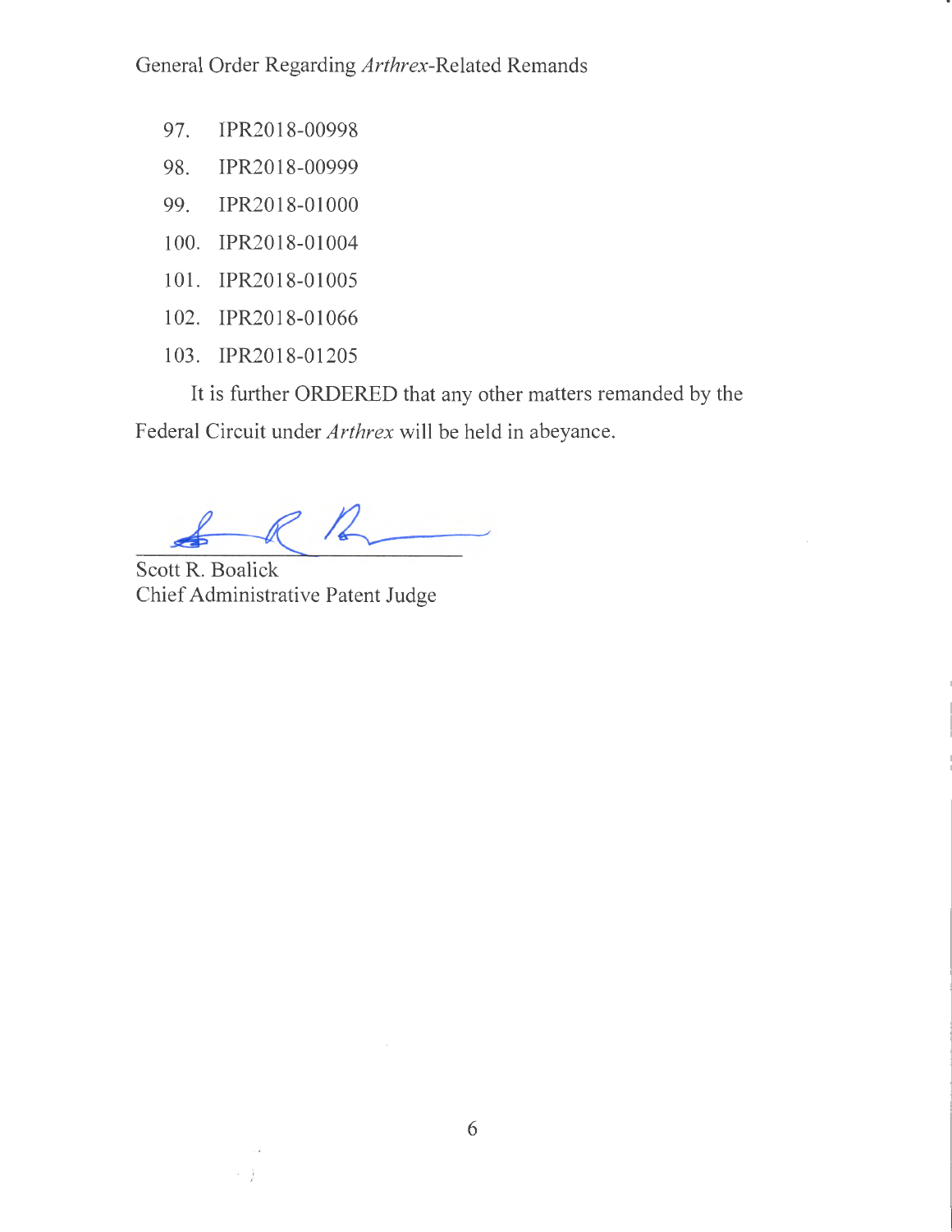97. IPR2018-00998
98. IPR2018-00999
99. IPR2018-01000
100. IPR2018-01004
101. IPR2018-01005
102. IPR2018-01066
103. IPR2018-01205

It is further ORDERED that any other matters remanded by the Federal Circuit under *Arthrex* will be held in abeyance.

Scott R. Boalick
Chief Administrative Patent Judge